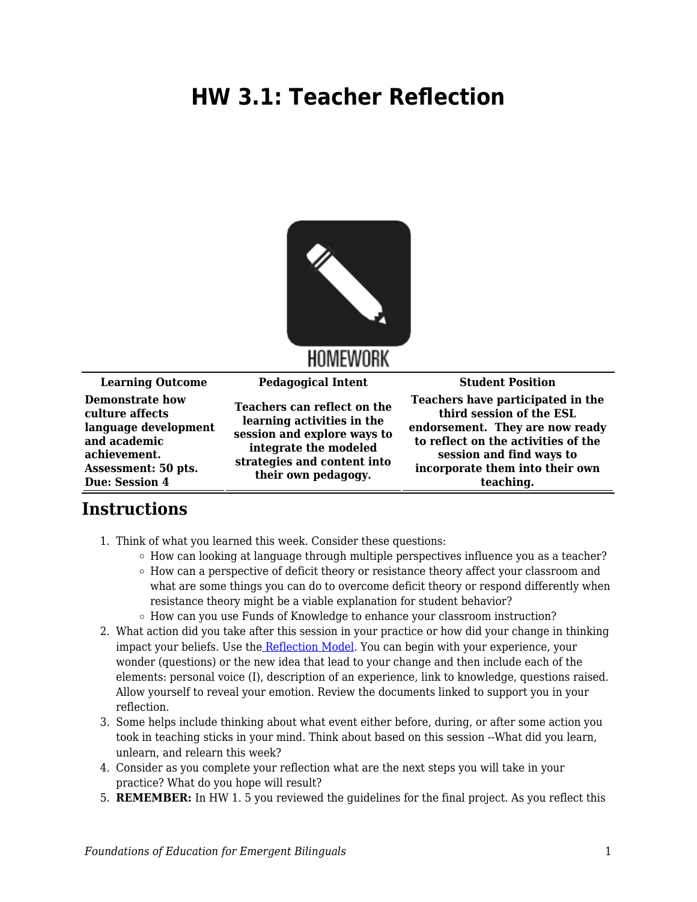# HW 3.1: Teacher Reflection

HOMEWORK

| Learning Outcome | Pedagogical Intent | Student Position |
|---|---|---|
| **Demonstrate how culture affects language development and academic achievement.** **Assessment: 50 pts.** **Due: Session 4** | **Teachers can reflect on the learning activities in the session and explore ways to integrate the modeled strategies and content into their own pedagogy.** | **Teachers have participated in the third session of the ESL endorsement. They are now ready to reflect on the activities of the session and find ways to incorporate them into their own teaching.** |

## Instructions

1. Think of what you learned this week. Consider these questions:
   - How can looking at language through multiple perspectives influence you as a teacher?
   - How can a perspective of deficit theory or resistance theory affect your classroom and what are some things you can do to overcome deficit theory or respond differently when resistance theory might be a viable explanation for student behavior?
   - How can you use Funds of Knowledge to enhance your classroom instruction?
2. What action did you take after this session in your practice or how did your change in thinking impact your beliefs. Use the Reflection Model. You can begin with your experience, your wonder (questions) or the new idea that lead to your change and then include each of the elements: personal voice (I), description of an experience, link to knowledge, questions raised. Allow yourself to reveal your emotion. Review the documents linked to support you in your reflection.
3. Some helps include thinking about what event either before, during, or after some action you took in teaching sticks in your mind. Think about based on this session --What did you learn, unlearn, and relearn this week?
4. Consider as you complete your reflection what are the next steps you will take in your practice? What do you hope will result?
5. **REMEMBER:** In HW 1. 5 you reviewed the guidelines for the final project. As you reflect this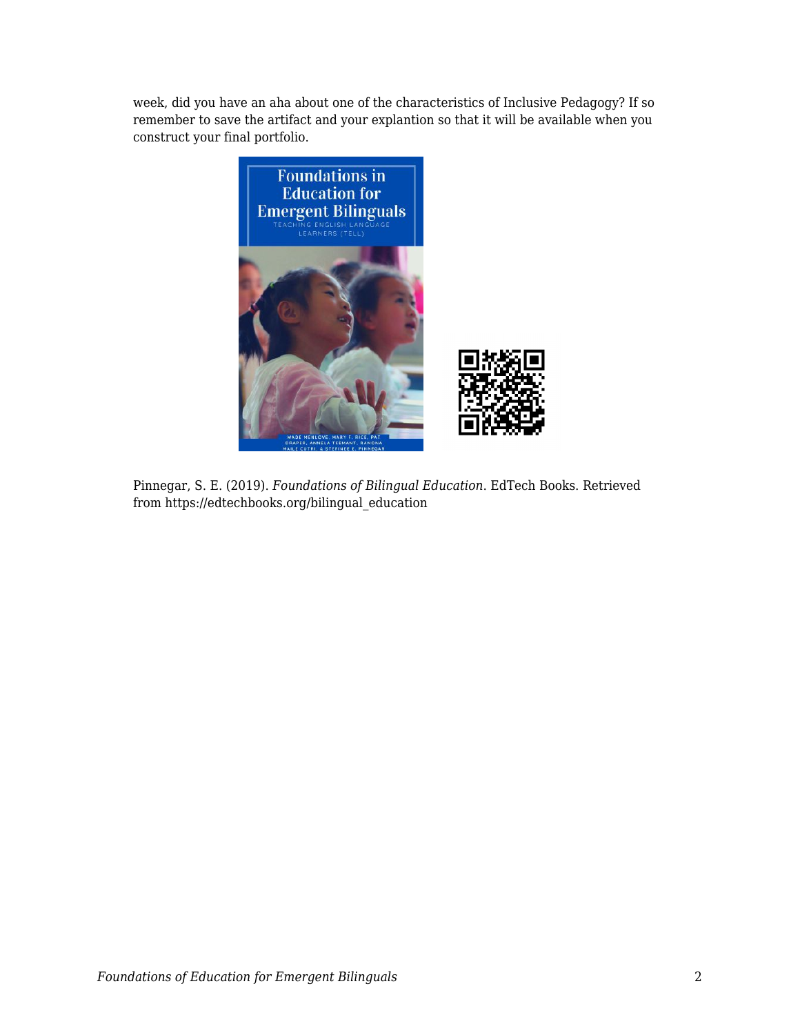week, did you have an aha about one of the characteristics of Inclusive Pedagogy? If so remember to save the artifact and your explantion so that it will be available when you construct your final portfolio.

Pinnegar, S. E. (2019). *Foundations of Bilingual Education*. EdTech Books. Retrieved from https://edtechbooks.org/bilingual_education